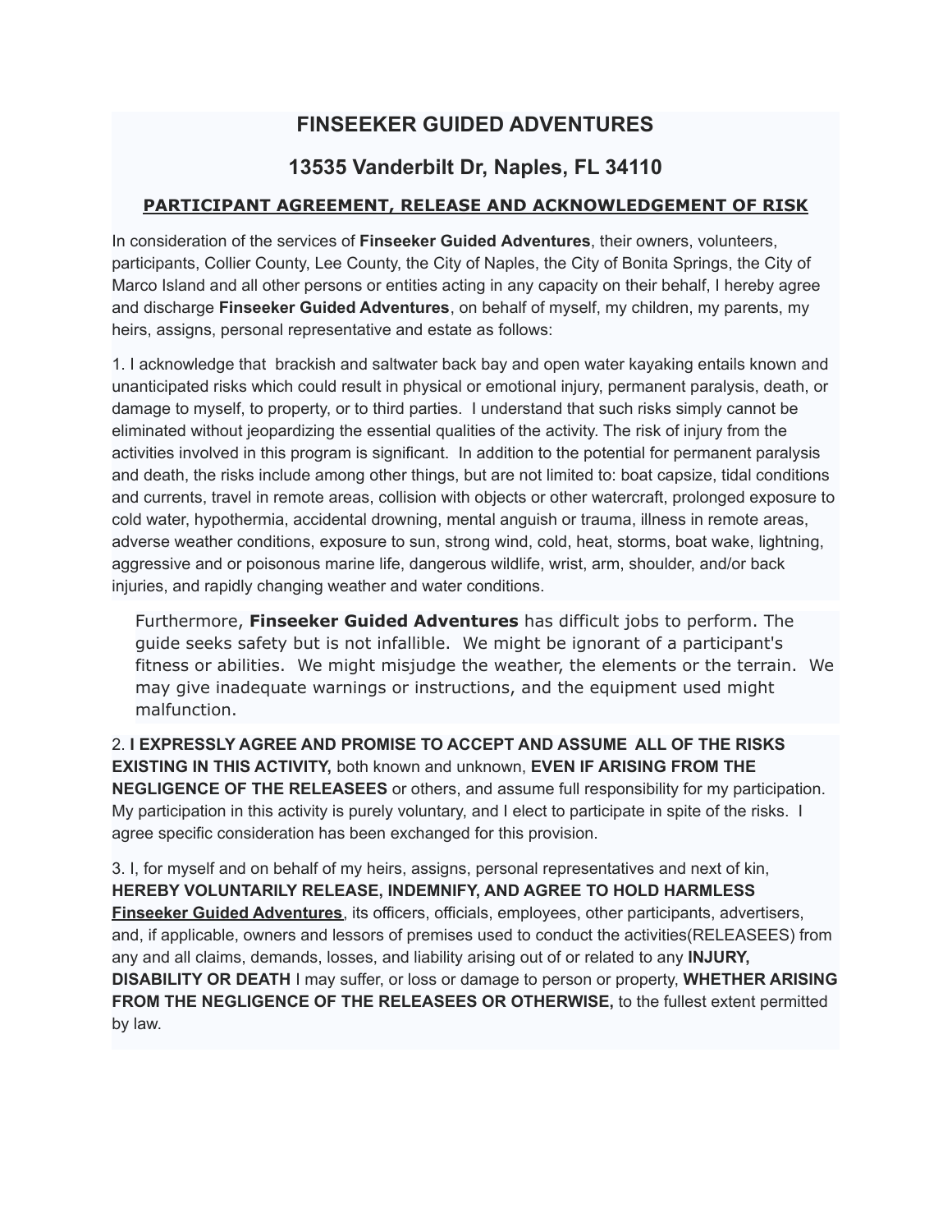# FINSEEKER GUIDED ADVENTURES

## 13535 Vanderbilt Dr, Naples, FL 34110

### PARTICIPANT AGREEMENT, RELEASE AND ACKNOWLEDGEMENT OF RISK

In consideration of the services of **Finseeker Guided Adventures**, their owners, volunteers, participants, Collier County, Lee County, the City of Naples, the City of Bonita Springs, the City of Marco Island and all other persons or entities acting in any capacity on their behalf, I hereby agree and discharge **Finseeker Guided Adventures**, on behalf of myself, my children, my parents, my heirs, assigns, personal representative and estate as follows:

1. I acknowledge that brackish and saltwater back bay and open water kayaking entails known and unanticipated risks which could result in physical or emotional injury, permanent paralysis, death, or damage to myself, to property, or to third parties. I understand that such risks simply cannot be eliminated without jeopardizing the essential qualities of the activity. The risk of injury from the activities involved in this program is significant. In addition to the potential for permanent paralysis and death, the risks include among other things, but are not limited to: boat capsize, tidal conditions and currents, travel in remote areas, collision with objects or other watercraft, prolonged exposure to cold water, hypothermia, accidental drowning, mental anguish or trauma, illness in remote areas, adverse weather conditions, exposure to sun, strong wind, cold, heat, storms, boat wake, lightning, aggressive and or poisonous marine life, dangerous wildlife, wrist, arm, shoulder, and/or back injuries, and rapidly changing weather and water conditions.

Furthermore, **Finseeker Guided Adventures** has difficult jobs to perform. The guide seeks safety but is not infallible. We might be ignorant of a participant's fitness or abilities. We might misjudge the weather, the elements or the terrain. We may give inadequate warnings or instructions, and the equipment used might malfunction.

2. **I EXPRESSLY AGREE AND PROMISE TO ACCEPT AND ASSUME ALL OF THE RISKS EXISTING IN THIS ACTIVITY,** both known and unknown, **EVEN IF ARISING FROM THE NEGLIGENCE OF THE RELEASEES** or others, and assume full responsibility for my participation. My participation in this activity is purely voluntary, and I elect to participate in spite of the risks. I agree specific consideration has been exchanged for this provision.

3. I, for myself and on behalf of my heirs, assigns, personal representatives and next of kin, **HEREBY VOLUNTARILY RELEASE, INDEMNIFY, AND AGREE TO HOLD HARMLESS** **Finseeker Guided Adventures**, its officers, officials, employees, other participants, advertisers, and, if applicable, owners and lessors of premises used to conduct the activities(RELEASEES) from any and all claims, demands, losses, and liability arising out of or related to any **INJURY, DISABILITY OR DEATH** I may suffer, or loss or damage to person or property, **WHETHER ARISING FROM THE NEGLIGENCE OF THE RELEASEES OR OTHERWISE,** to the fullest extent permitted by law.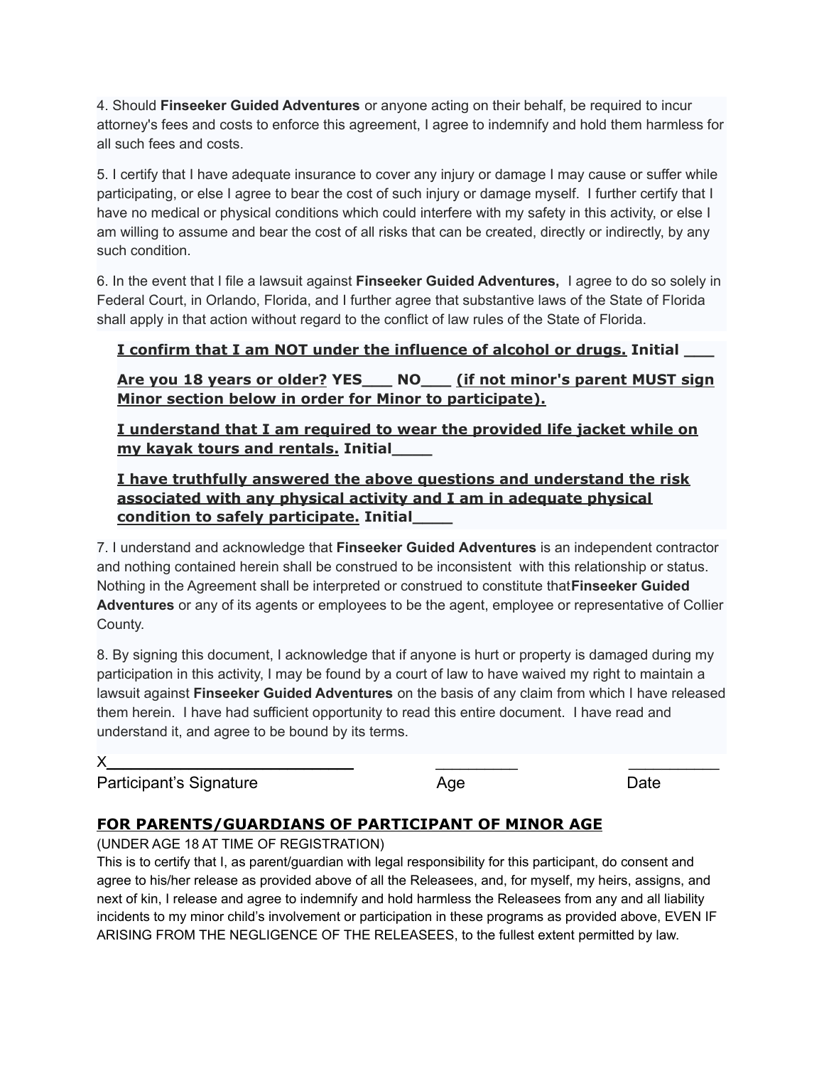4. Should **Finseeker Guided Adventures** or anyone acting on their behalf, be required to incur attorney's fees and costs to enforce this agreement, I agree to indemnify and hold them harmless for all such fees and costs.

5. I certify that I have adequate insurance to cover any injury or damage I may cause or suffer while participating, or else I agree to bear the cost of such injury or damage myself. I further certify that I have no medical or physical conditions which could interfere with my safety in this activity, or else I am willing to assume and bear the cost of all risks that can be created, directly or indirectly, by any such condition.

6. In the event that I file a lawsuit against **Finseeker Guided Adventures,** I agree to do so solely in Federal Court, in Orlando, Florida, and I further agree that substantive laws of the State of Florida shall apply in that action without regard to the conflict of law rules of the State of Florida.

**I confirm that I am NOT under the influence of alcohol or drugs. Initial ___**

**Are you 18 years or older? YES___ NO___ (if not minor's parent MUST sign Minor section below in order for Minor to participate).**

**I understand that I am required to wear the provided life jacket while on my kayak tours and rentals. Initial____**

**I have truthfully answered the above questions and understand the risk associated with any physical activity and I am in adequate physical condition to safely participate. Initial____**

7. I understand and acknowledge that **Finseeker Guided Adventures** is an independent contractor and nothing contained herein shall be construed to be inconsistent with this relationship or status. Nothing in the Agreement shall be interpreted or construed to constitute that**Finseeker Guided Adventures** or any of its agents or employees to be the agent, employee or representative of Collier County.

8. By signing this document, I acknowledge that if anyone is hurt or property is damaged during my participation in this activity, I may be found by a court of law to have waived my right to maintain a lawsuit against **Finseeker Guided Adventures** on the basis of any claim from which I have released them herein. I have had sufficient opportunity to read this entire document. I have read and understand it, and agree to be bound by its terms.

X______________________________ __________ ___________

Participant's Signature Age Date

## FOR PARENTS/GUARDIANS OF PARTICIPANT OF MINOR AGE

(UNDER AGE 18 AT TIME OF REGISTRATION)

This is to certify that I, as parent/guardian with legal responsibility for this participant, do consent and agree to his/her release as provided above of all the Releasees, and, for myself, my heirs, assigns, and next of kin, I release and agree to indemnify and hold harmless the Releasees from any and all liability incidents to my minor child's involvement or participation in these programs as provided above, EVEN IF ARISING FROM THE NEGLIGENCE OF THE RELEASEES, to the fullest extent permitted by law.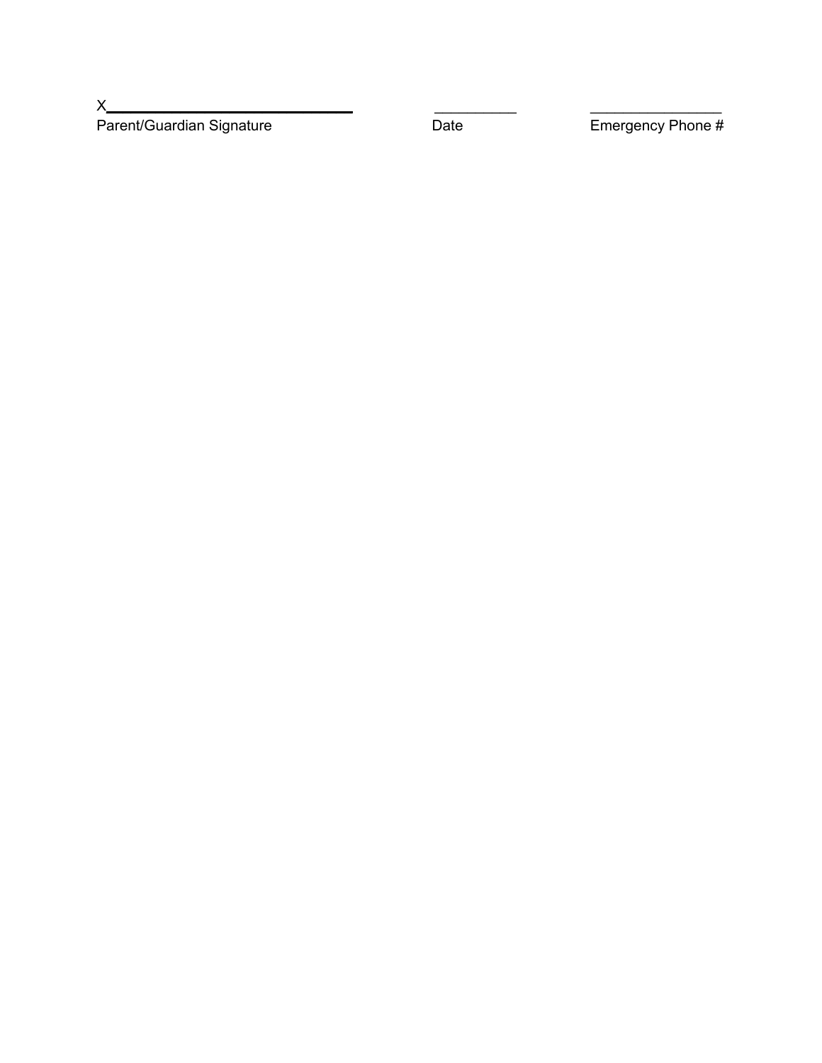X________________________________ __________ ________________

Parent/Guardian Signature Date Emergency Phone #